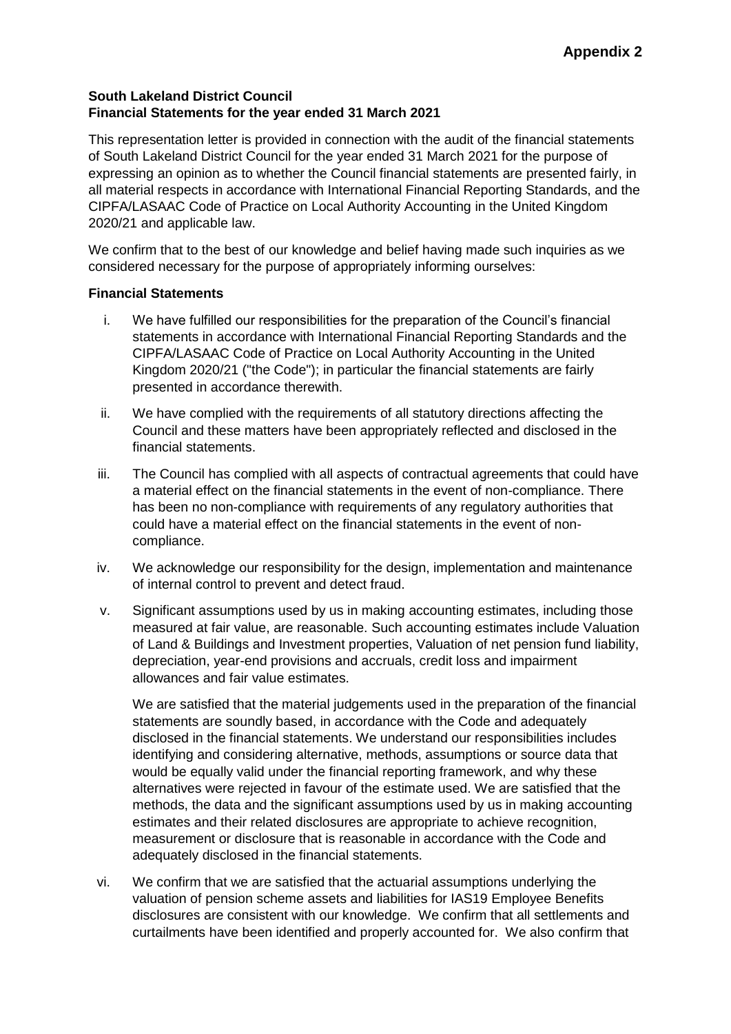**Appendix 2**

**South Lakeland District Council**
**Financial Statements for the year ended 31 March 2021**

This representation letter is provided in connection with the audit of the financial statements of South Lakeland District Council for the year ended 31 March 2021 for the purpose of expressing an opinion as to whether the Council financial statements are presented fairly, in all material respects in accordance with International Financial Reporting Standards, and the CIPFA/LASAAC Code of Practice on Local Authority Accounting in the United Kingdom 2020/21 and applicable law.

We confirm that to the best of our knowledge and belief having made such inquiries as we considered necessary for the purpose of appropriately informing ourselves:

**Financial Statements**

i. We have fulfilled our responsibilities for the preparation of the Council's financial statements in accordance with International Financial Reporting Standards and the CIPFA/LASAAC Code of Practice on Local Authority Accounting in the United Kingdom 2020/21 ("the Code"); in particular the financial statements are fairly presented in accordance therewith.

ii. We have complied with the requirements of all statutory directions affecting the Council and these matters have been appropriately reflected and disclosed in the financial statements.

iii. The Council has complied with all aspects of contractual agreements that could have a material effect on the financial statements in the event of non-compliance. There has been no non-compliance with requirements of any regulatory authorities that could have a material effect on the financial statements in the event of non-compliance.

iv. We acknowledge our responsibility for the design, implementation and maintenance of internal control to prevent and detect fraud.

v. Significant assumptions used by us in making accounting estimates, including those measured at fair value, are reasonable. Such accounting estimates include Valuation of Land & Buildings and Investment properties, Valuation of net pension fund liability, depreciation, year-end provisions and accruals, credit loss and impairment allowances and fair value estimates.

   We are satisfied that the material judgements used in the preparation of the financial statements are soundly based, in accordance with the Code and adequately disclosed in the financial statements. We understand our responsibilities includes identifying and considering alternative, methods, assumptions or source data that would be equally valid under the financial reporting framework, and why these alternatives were rejected in favour of the estimate used. We are satisfied that the methods, the data and the significant assumptions used by us in making accounting estimates and their related disclosures are appropriate to achieve recognition, measurement or disclosure that is reasonable in accordance with the Code and adequately disclosed in the financial statements.

vi. We confirm that we are satisfied that the actuarial assumptions underlying the valuation of pension scheme assets and liabilities for IAS19 Employee Benefits disclosures are consistent with our knowledge. We confirm that all settlements and curtailments have been identified and properly accounted for. We also confirm that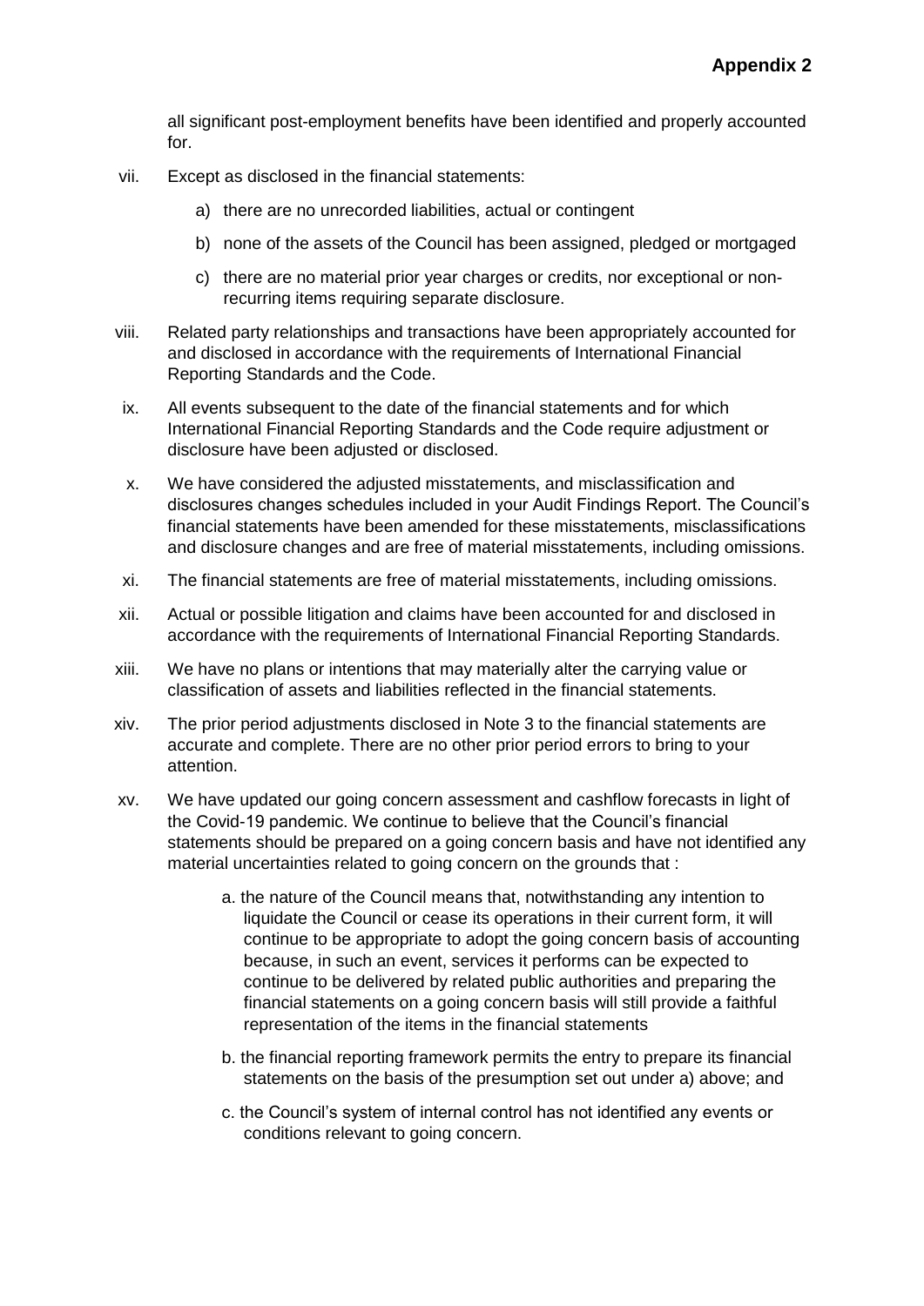all significant post-employment benefits have been identified and properly accounted for.

vii. Except as disclosed in the financial statements:

   a) there are no unrecorded liabilities, actual or contingent

   b) none of the assets of the Council has been assigned, pledged or mortgaged

   c) there are no material prior year charges or credits, nor exceptional or non-recurring items requiring separate disclosure.

viii. Related party relationships and transactions have been appropriately accounted for and disclosed in accordance with the requirements of International Financial Reporting Standards and the Code.

ix. All events subsequent to the date of the financial statements and for which International Financial Reporting Standards and the Code require adjustment or disclosure have been adjusted or disclosed.

x. We have considered the adjusted misstatements, and misclassification and disclosures changes schedules included in your Audit Findings Report. The Council's financial statements have been amended for these misstatements, misclassifications and disclosure changes and are free of material misstatements, including omissions.

xi. The financial statements are free of material misstatements, including omissions.

xii. Actual or possible litigation and claims have been accounted for and disclosed in accordance with the requirements of International Financial Reporting Standards.

xiii. We have no plans or intentions that may materially alter the carrying value or classification of assets and liabilities reflected in the financial statements.

xiv. The prior period adjustments disclosed in Note 3 to the financial statements are accurate and complete. There are no other prior period errors to bring to your attention.

xv. We have updated our going concern assessment and cashflow forecasts in light of the Covid-19 pandemic. We continue to believe that the Council's financial statements should be prepared on a going concern basis and have not identified any material uncertainties related to going concern on the grounds that :

   a. the nature of the Council means that, notwithstanding any intention to liquidate the Council or cease its operations in their current form, it will continue to be appropriate to adopt the going concern basis of accounting because, in such an event, services it performs can be expected to continue to be delivered by related public authorities and preparing the financial statements on a going concern basis will still provide a faithful representation of the items in the financial statements

   b. the financial reporting framework permits the entry to prepare its financial statements on the basis of the presumption set out under a) above; and

   c. the Council's system of internal control has not identified any events or conditions relevant to going concern.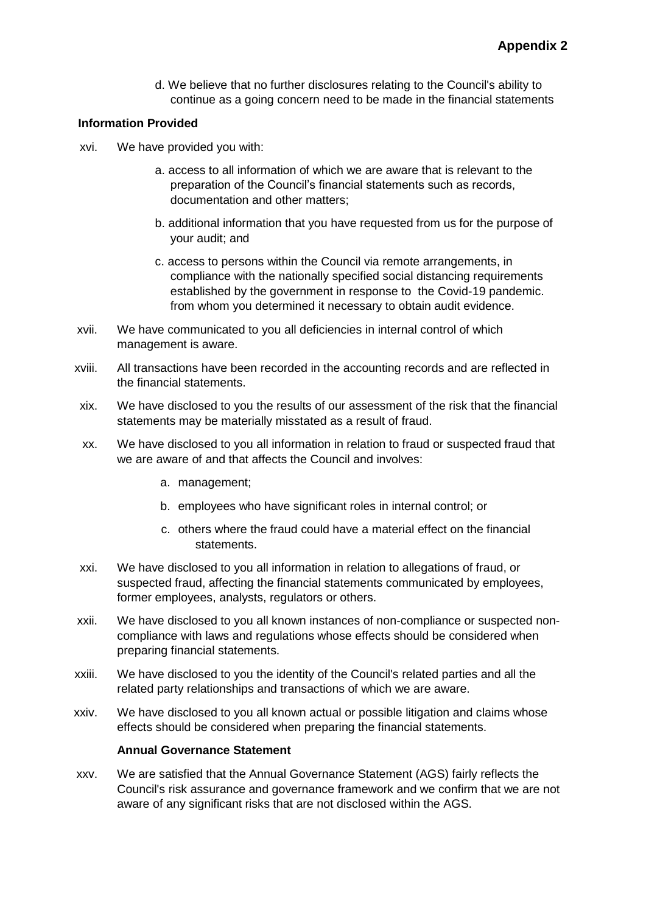d. We believe that no further disclosures relating to the Council's ability to continue as a going concern need to be made in the financial statements

**Information Provided**

xvi. We have provided you with:

a. access to all information of which we are aware that is relevant to the preparation of the Council's financial statements such as records, documentation and other matters;

b. additional information that you have requested from us for the purpose of your audit; and

c. access to persons within the Council via remote arrangements, in compliance with the nationally specified social distancing requirements established by the government in response to the Covid-19 pandemic. from whom you determined it necessary to obtain audit evidence.

xvii. We have communicated to you all deficiencies in internal control of which management is aware.

xviii. All transactions have been recorded in the accounting records and are reflected in the financial statements.

xix. We have disclosed to you the results of our assessment of the risk that the financial statements may be materially misstated as a result of fraud.

xx. We have disclosed to you all information in relation to fraud or suspected fraud that we are aware of and that affects the Council and involves:

a. management;

b. employees who have significant roles in internal control; or

c. others where the fraud could have a material effect on the financial statements.

xxi. We have disclosed to you all information in relation to allegations of fraud, or suspected fraud, affecting the financial statements communicated by employees, former employees, analysts, regulators or others.

xxii. We have disclosed to you all known instances of non-compliance or suspected non-compliance with laws and regulations whose effects should be considered when preparing financial statements.

xxiii. We have disclosed to you the identity of the Council's related parties and all the related party relationships and transactions of which we are aware.

xxiv. We have disclosed to you all known actual or possible litigation and claims whose effects should be considered when preparing the financial statements.

**Annual Governance Statement**

xxv. We are satisfied that the Annual Governance Statement (AGS) fairly reflects the Council's risk assurance and governance framework and we confirm that we are not aware of any significant risks that are not disclosed within the AGS.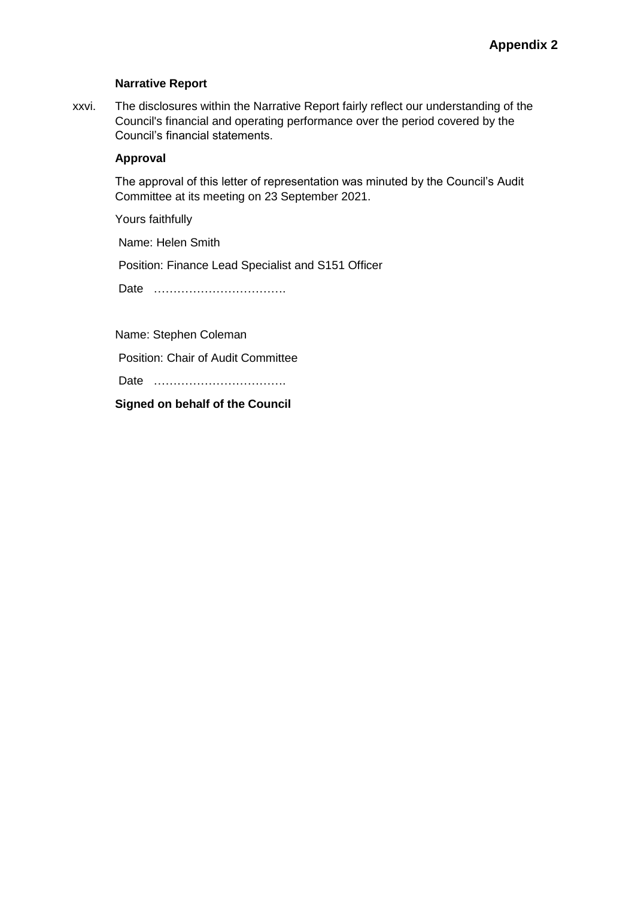**Appendix 2**

**Narrative Report**

xxvi. The disclosures within the Narrative Report fairly reflect our understanding of the Council's financial and operating performance over the period covered by the Council's financial statements.

**Approval**

The approval of this letter of representation was minuted by the Council's Audit Committee at its meeting on 23 September 2021.

Yours faithfully

Name: Helen Smith

Position: Finance Lead Specialist and S151 Officer

Date …………………………….

Name: Stephen Coleman

Position: Chair of Audit Committee

Date …………………………….

**Signed on behalf of the Council**